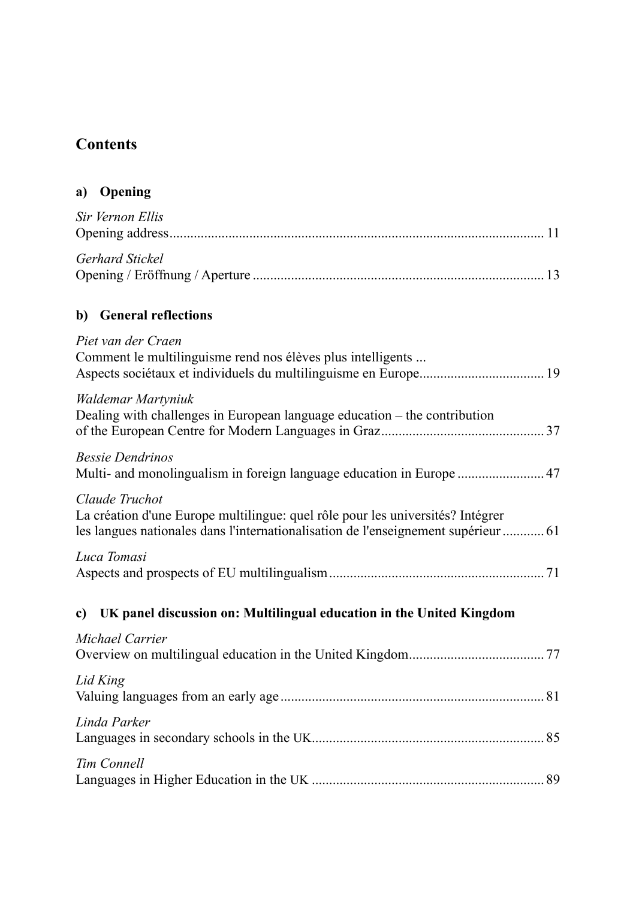# Contents

## a) Opening

*Sir Vernon Ellis*
Opening address ........................................................................................................ 11

*Gerhard Stickel*
Opening / Eröffnung / Aperture ................................................................................ 13

## b) General reflections

*Piet van der Craen*
Comment le multilinguisme rend nos élèves plus intelligents ...
Aspects sociétaux et individuels du multilinguisme en Europe.................................... 19

*Waldemar Martyniuk*
Dealing with challenges in European language education – the contribution
of the European Centre for Modern Languages in Graz................................................ 37

*Bessie Dendrinos*
Multi- and monolingualism in foreign language education in Europe ......................... 47

*Claude Truchot*
La création d'une Europe multilingue: quel rôle pour les universités? Intégrer
les langues nationales dans l'internationalisation de l'enseignement supérieur ............ 61

*Luca Tomasi*
Aspects and prospects of EU multilingualism.............................................................. 71

## c) UK panel discussion on: Multilingual education in the United Kingdom

*Michael Carrier*
Overview on multilingual education in the United Kingdom....................................... 77

*Lid King*
Valuing languages from an early age............................................................................ 81

*Linda Parker*
Languages in secondary schools in the UK.................................................................. 85

*Tim Connell*
Languages in Higher Education in the UK .................................................................. 89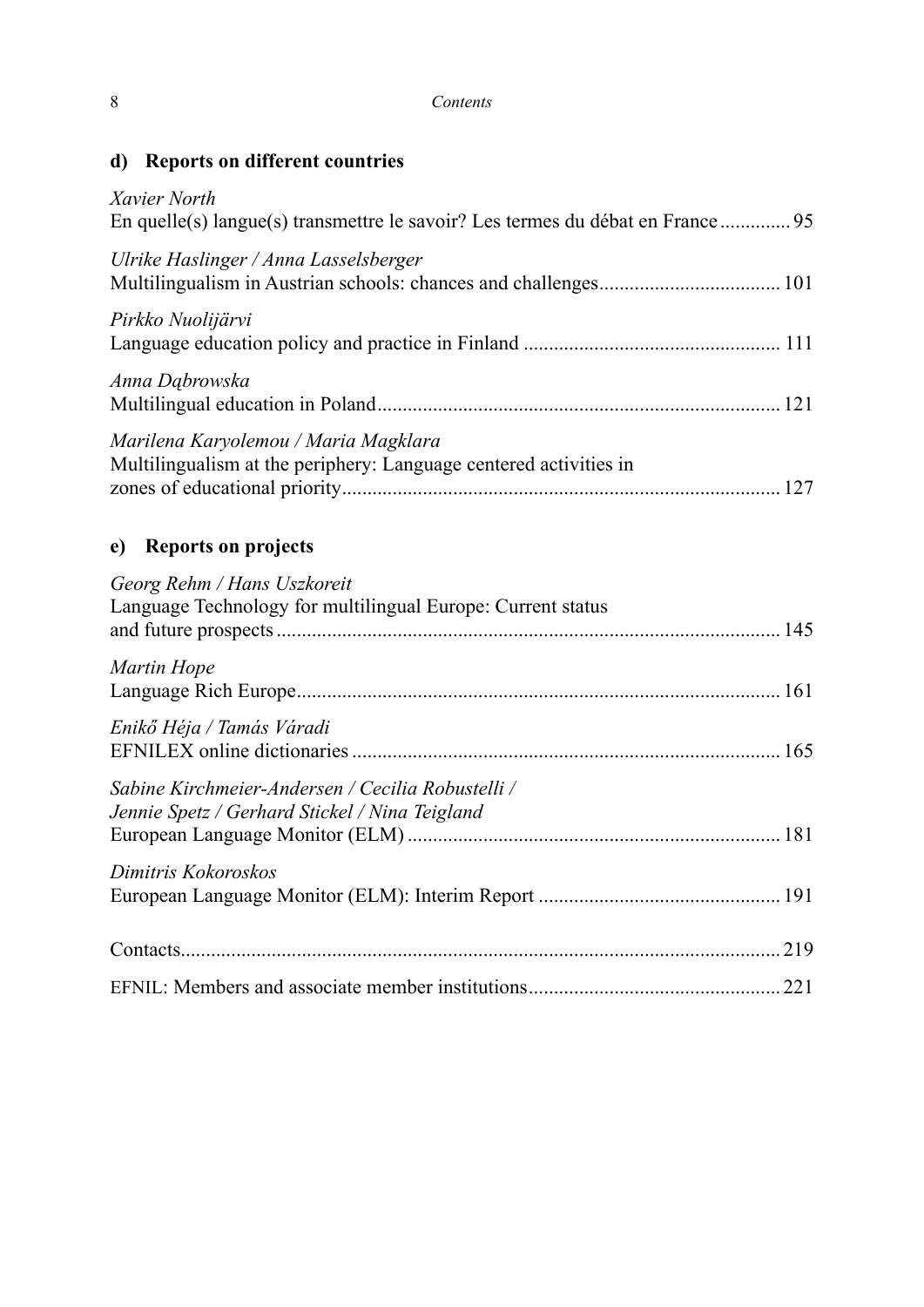## d) Reports on different countries

*Xavier North*
En quelle(s) langue(s) transmettre le savoir? Les termes du débat en France .............. 95

*Ulrike Haslinger / Anna Lasselsberger*
Multilingualism in Austrian schools: chances and challenges.................................... 101

*Pirkko Nuolijärvi*
Language education policy and practice in Finland .................................................. 111

*Anna Dąbrowska*
Multilingual education in Poland............................................................................... 121

*Marilena Karyolemou / Maria Magklara*
Multilingualism at the periphery: Language centered activities in zones of educational priority...................................................................................... 127

## e) Reports on projects

*Georg Rehm / Hans Uszkoreit*
Language Technology for multilingual Europe: Current status and future prospects................................................................................................... 145

*Martin Hope*
Language Rich Europe............................................................................................... 161

*Enikő Héja / Tamás Váradi*
EFNILEX online dictionaries .................................................................................... 165

*Sabine Kirchmeier-Andersen / Cecilia Robustelli / Jennie Spetz / Gerhard Stickel / Nina Teigland*
European Language Monitor (ELM) ......................................................................... 181

*Dimitris Kokoroskos*
European Language Monitor (ELM): Interim Report ............................................... 191

Contacts...................................................................................................................... 219

EFNIL: Members and associate member institutions................................................. 221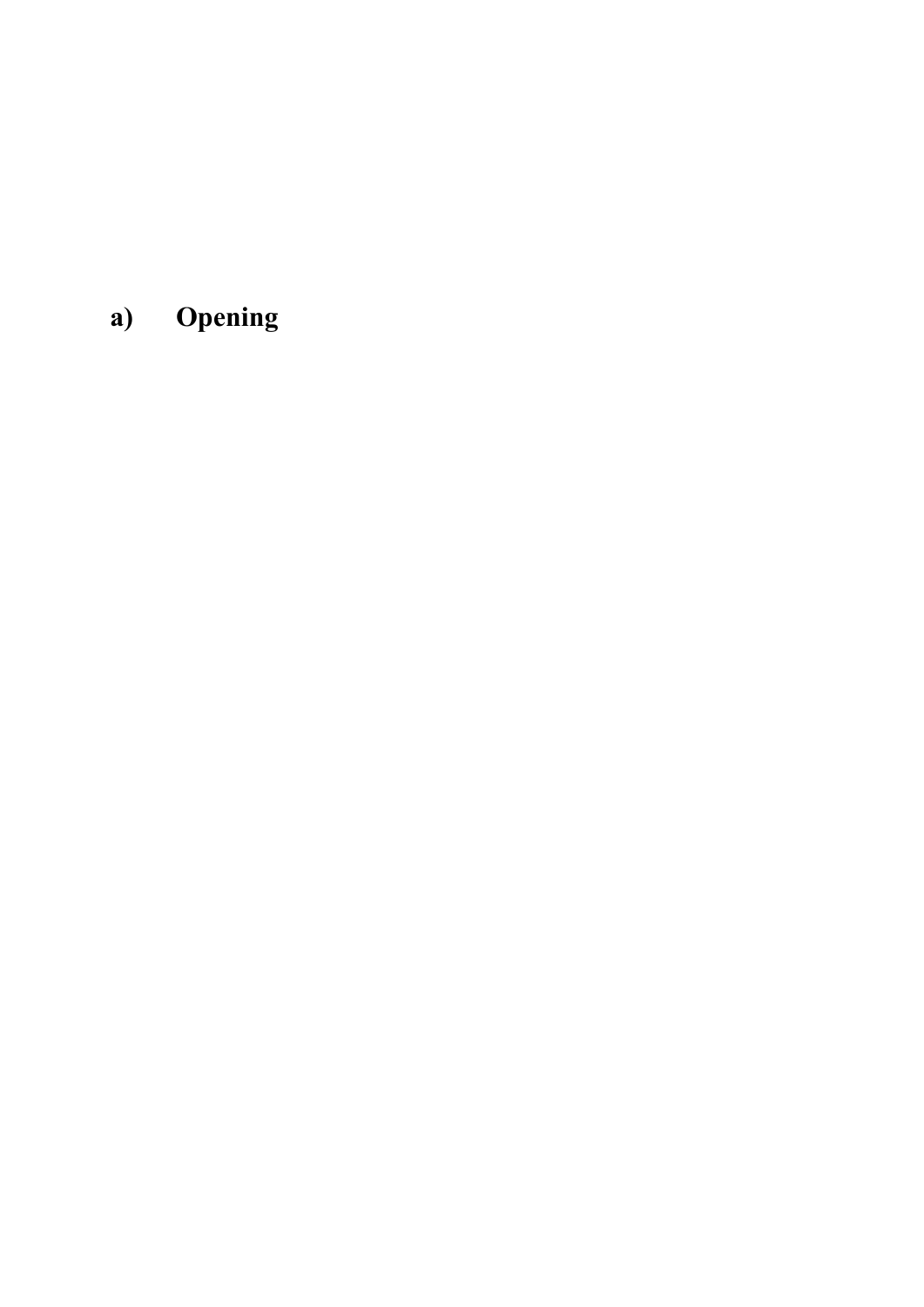## a) Opening